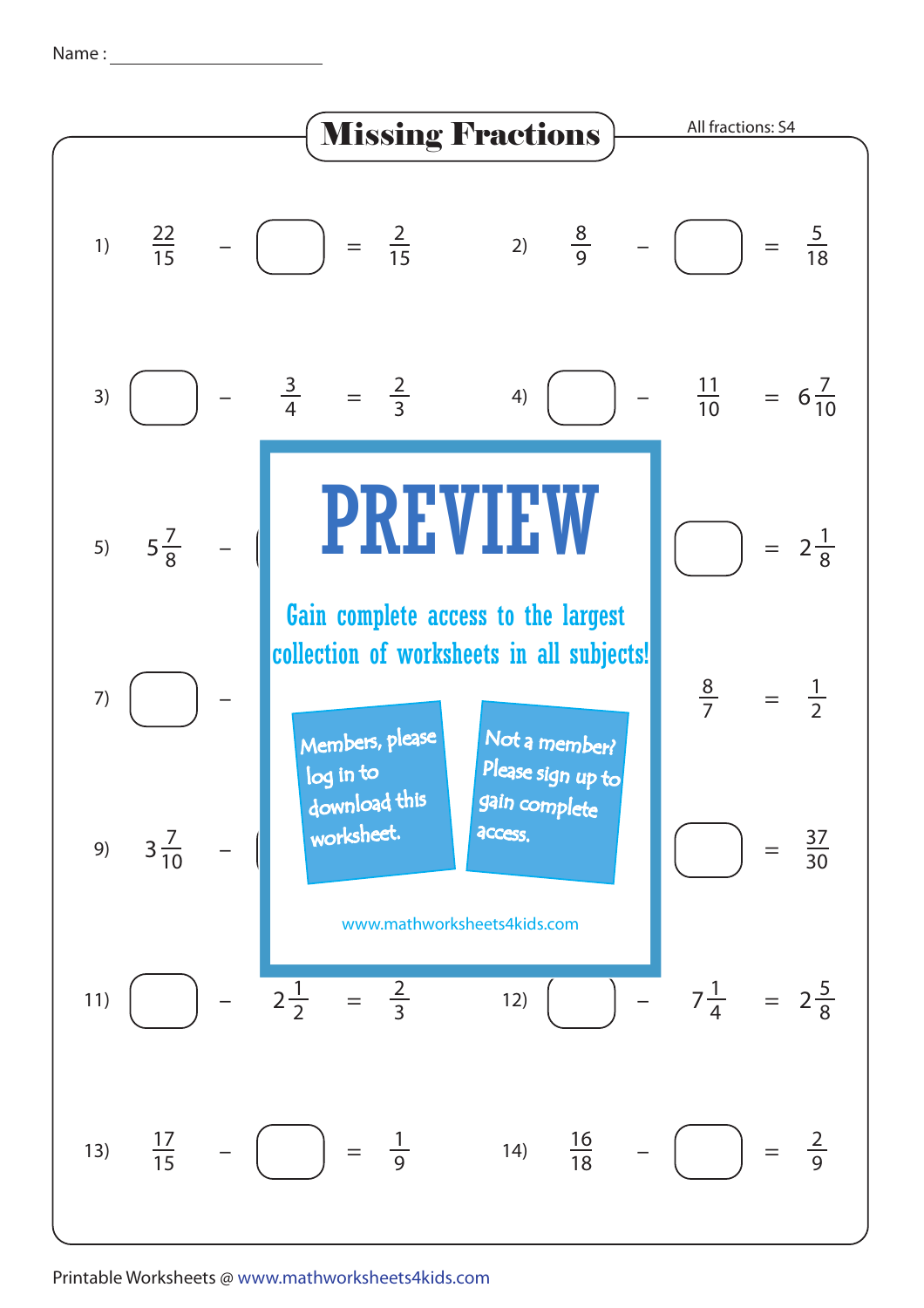Name : ____________________

# Missing Fractions

All fractions: S4

1) $\frac{22}{15} - \square = \frac{2}{15}$

2) $\frac{8}{9} - \square = \frac{5}{18}$

3) $\square - \frac{3}{4} = \frac{2}{3}$

4) $\square - \frac{11}{10} = 6\frac{7}{10}$

5) $5\frac{7}{8} -$ ... $\square = 2\frac{1}{8}$

7) $\square -$ ... $\frac{8}{7} = \frac{1}{2}$

9) $3\frac{7}{10} -$ ... $\square = \frac{37}{30}$

PREVIEW

Gain complete access to the largest collection of worksheets in all subjects!

Members, please log in to download this worksheet.

Not a member? Please sign up to gain complete access.

www.mathworksheets4kids.com

11) $\square - 2\frac{1}{2} = \frac{2}{3}$

12) $\square - 7\frac{1}{4} = 2\frac{5}{8}$

13) $\frac{17}{15} - \square = \frac{1}{9}$

14) $\frac{16}{18} - \square = \frac{2}{9}$

Printable Worksheets @ www.mathworksheets4kids.com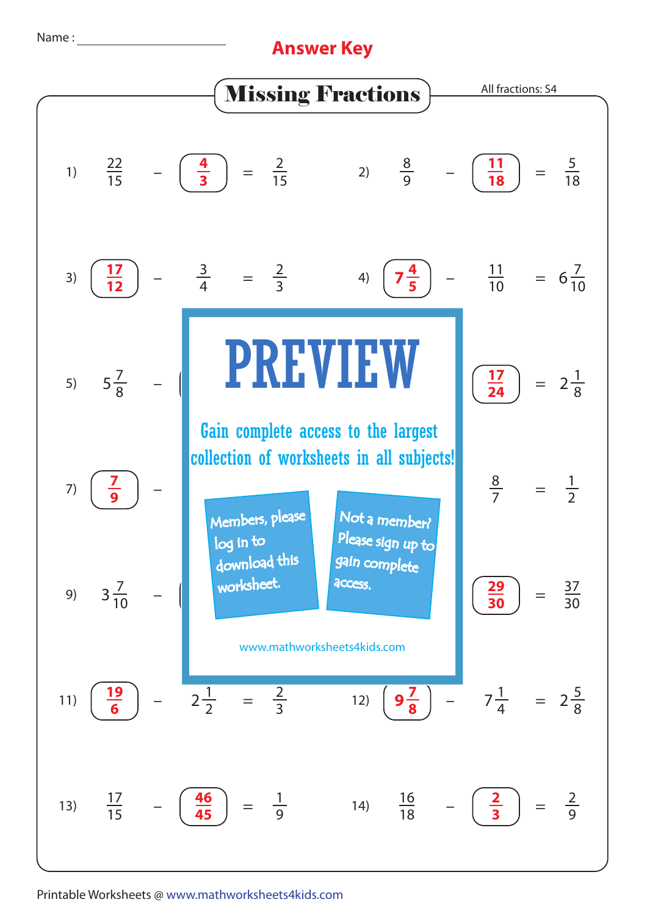Name : ______________________

**Answer Key**

# Missing Fractions

All fractions: S4

1) $\frac{22}{15} - \boxed{\frac{4}{3}} = \frac{2}{15}$

2) $\frac{8}{9} - \boxed{\frac{11}{18}} = \frac{5}{18}$

3) $\boxed{\frac{17}{12}} - \frac{3}{4} = \frac{2}{3}$

4) $\boxed{7\frac{4}{5}} - \frac{11}{10} = 6\frac{7}{10}$

5) $5\frac{7}{8} -$ ... $\boxed{\frac{17}{24}} = 2\frac{1}{8}$

7) $\boxed{\frac{7}{9}} -$ ... $\frac{8}{7} = \frac{1}{2}$

9) $3\frac{7}{10} -$ ... $\boxed{\frac{29}{30}} = \frac{37}{30}$

PREVIEW

Gain complete access to the largest collection of worksheets in all subjects!

Members, please log in to download this worksheet.

Not a member? Please sign up to gain complete access.

www.mathworksheets4kids.com

11) $\boxed{\frac{19}{6}} - 2\frac{1}{2} = \frac{2}{3}$

12) $\boxed{9\frac{7}{8}} - 7\frac{1}{4} = 2\frac{5}{8}$

13) $\frac{17}{15} - \boxed{\frac{46}{45}} = \frac{1}{9}$

14) $\frac{16}{18} - \boxed{\frac{2}{3}} = \frac{2}{9}$

Printable Worksheets @ www.mathworksheets4kids.com